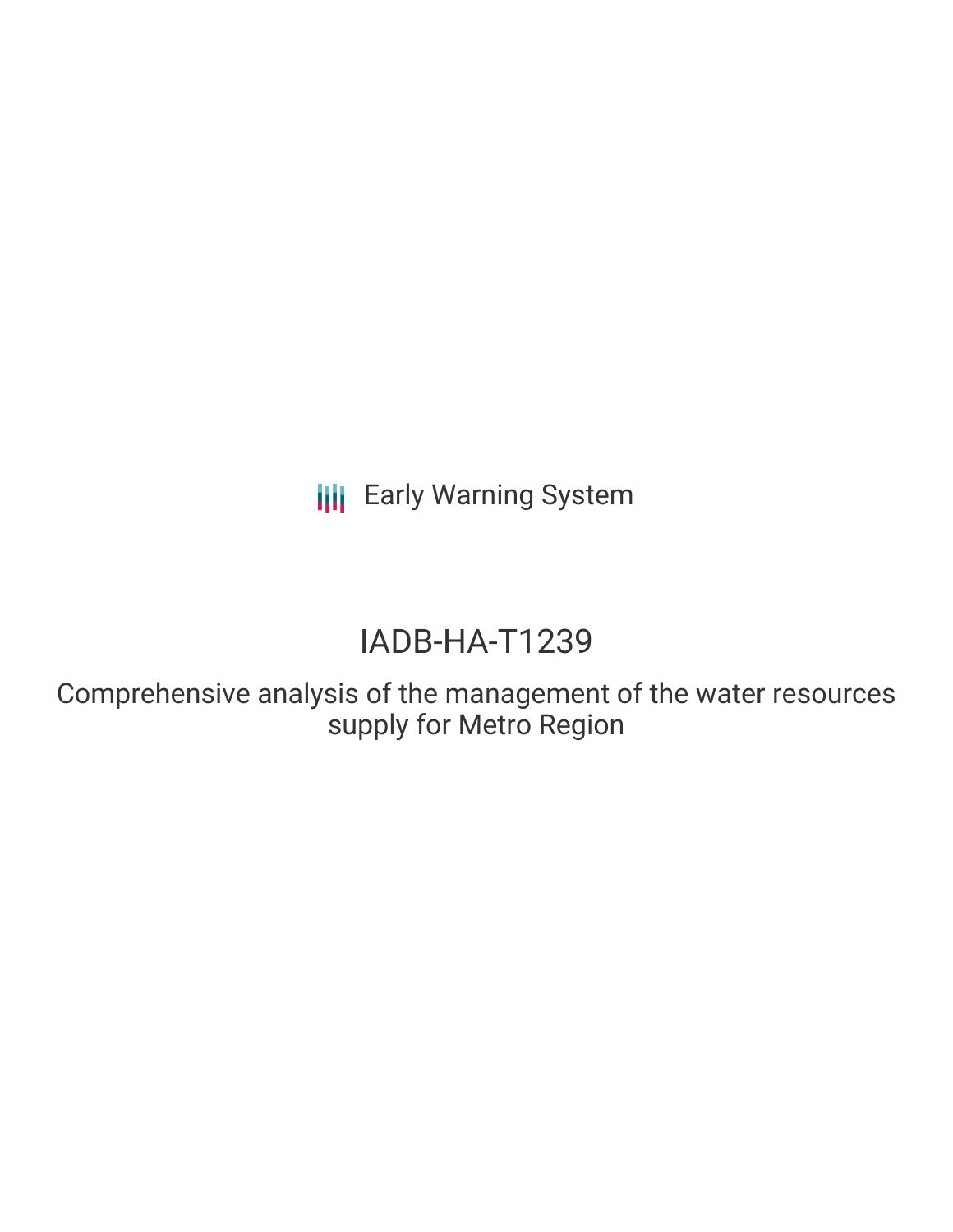Early Warning System

# IADB-HA-T1239

## Comprehensive analysis of the management of the water resources supply for Metro Region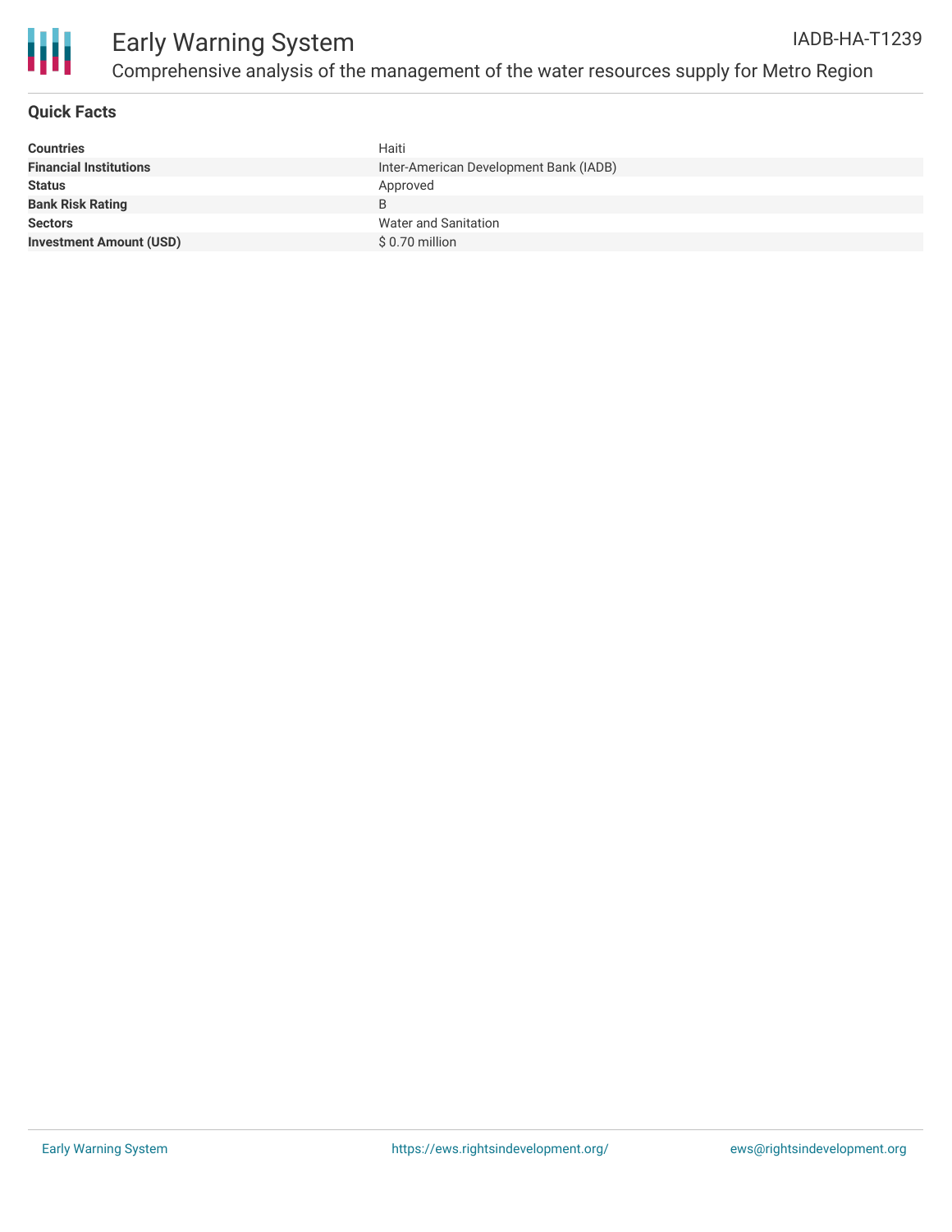# Early Warning System

IADB-HA-T1239

Comprehensive analysis of the management of the water resources supply for Metro Region

## Quick Facts

| | |
|---|---|
| **Countries** | Haiti |
| **Financial Institutions** | Inter-American Development Bank (IADB) |
| **Status** | Approved |
| **Bank Risk Rating** | B |
| **Sectors** | Water and Sanitation |
| **Investment Amount (USD)** | $ 0.70 million |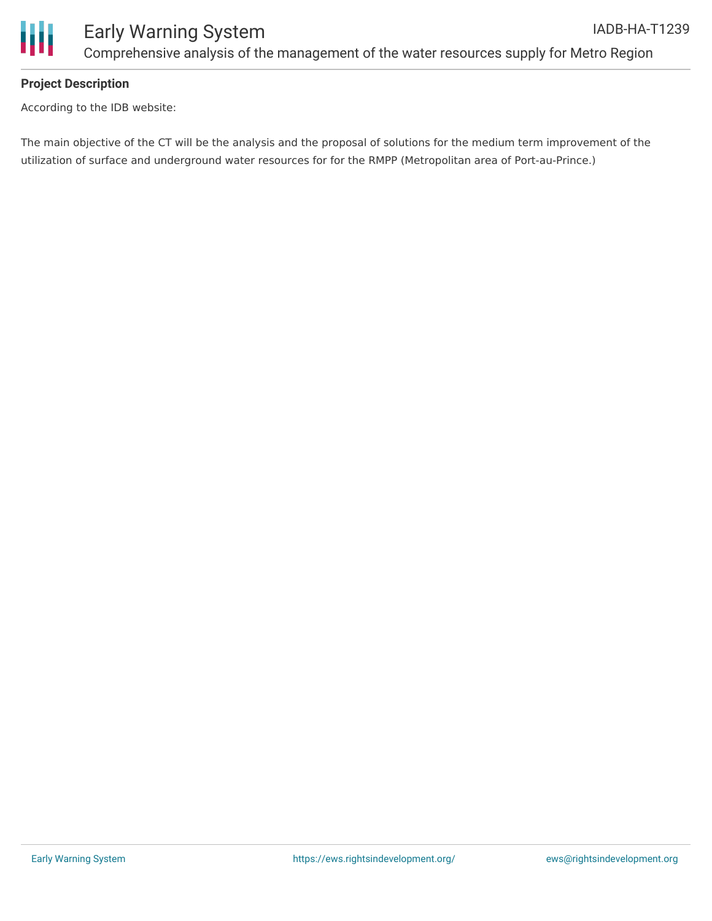## Project Description

According to the IDB website:

The main objective of the CT will be the analysis and the proposal of solutions for the medium term improvement of the utilization of surface and underground water resources for for the RMPP (Metropolitan area of Port-au-Prince.)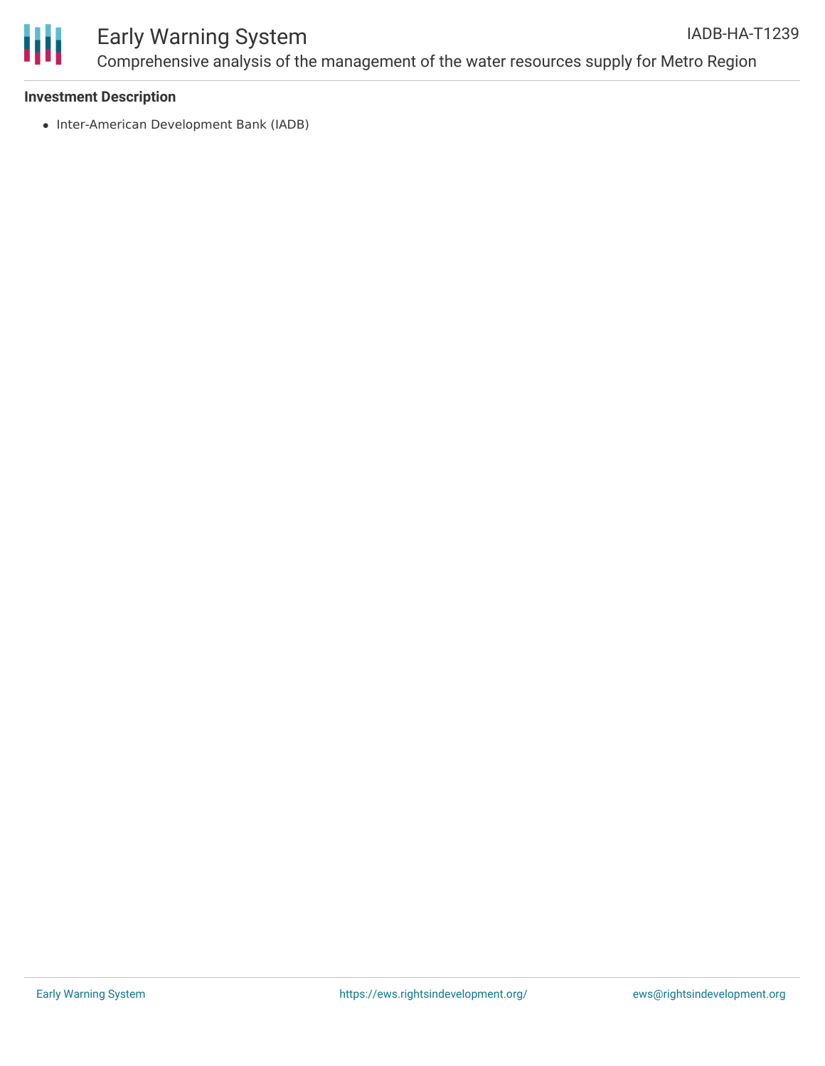**Investment Description**

- Inter-American Development Bank (IADB)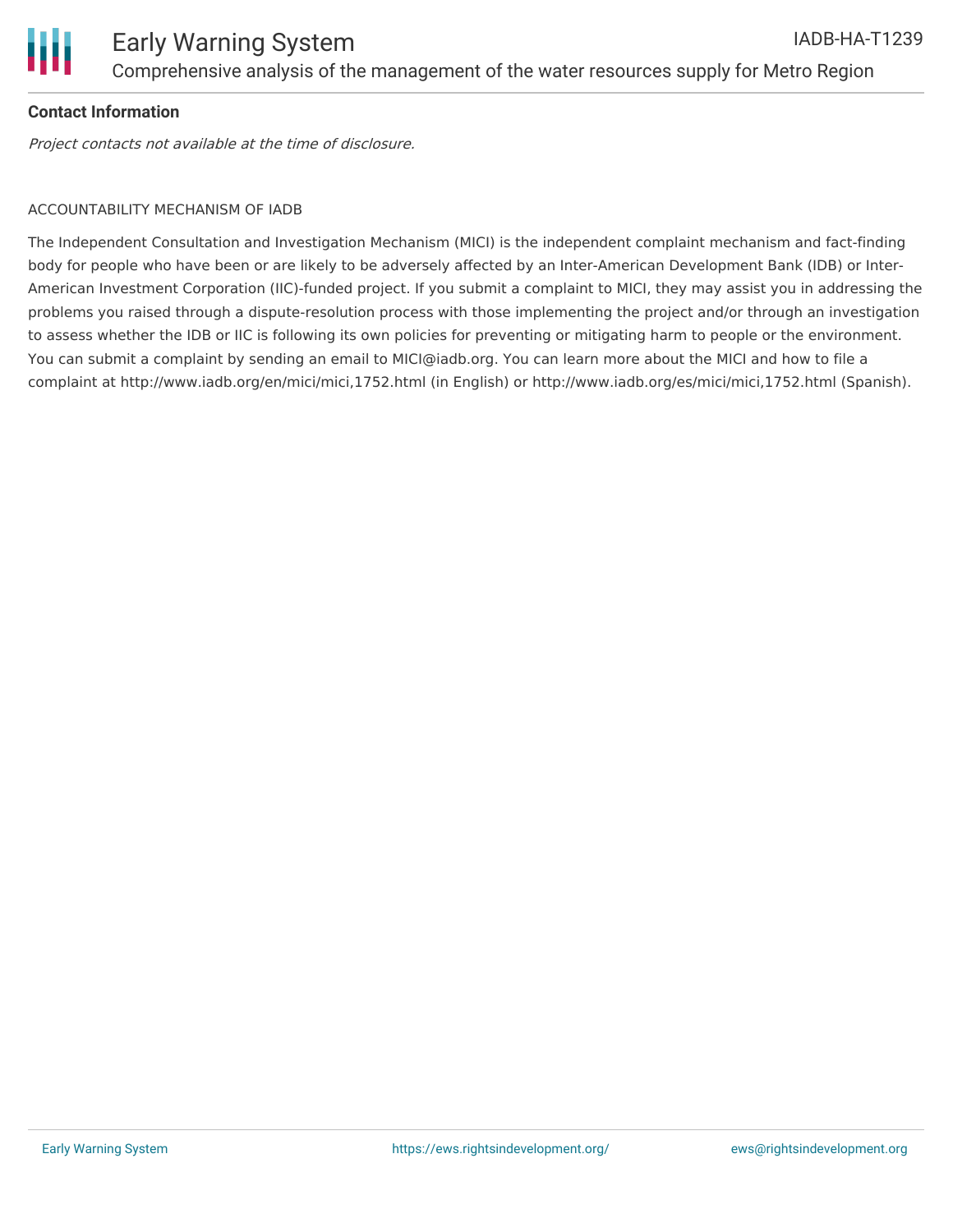**Contact Information**

*Project contacts not available at the time of disclosure.*

ACCOUNTABILITY MECHANISM OF IADB

The Independent Consultation and Investigation Mechanism (MICI) is the independent complaint mechanism and fact-finding body for people who have been or are likely to be adversely affected by an Inter-American Development Bank (IDB) or Inter-American Investment Corporation (IIC)-funded project. If you submit a complaint to MICI, they may assist you in addressing the problems you raised through a dispute-resolution process with those implementing the project and/or through an investigation to assess whether the IDB or IIC is following its own policies for preventing or mitigating harm to people or the environment. You can submit a complaint by sending an email to MICI@iadb.org. You can learn more about the MICI and how to file a complaint at http://www.iadb.org/en/mici/mici,1752.html (in English) or http://www.iadb.org/es/mici/mici,1752.html (Spanish).